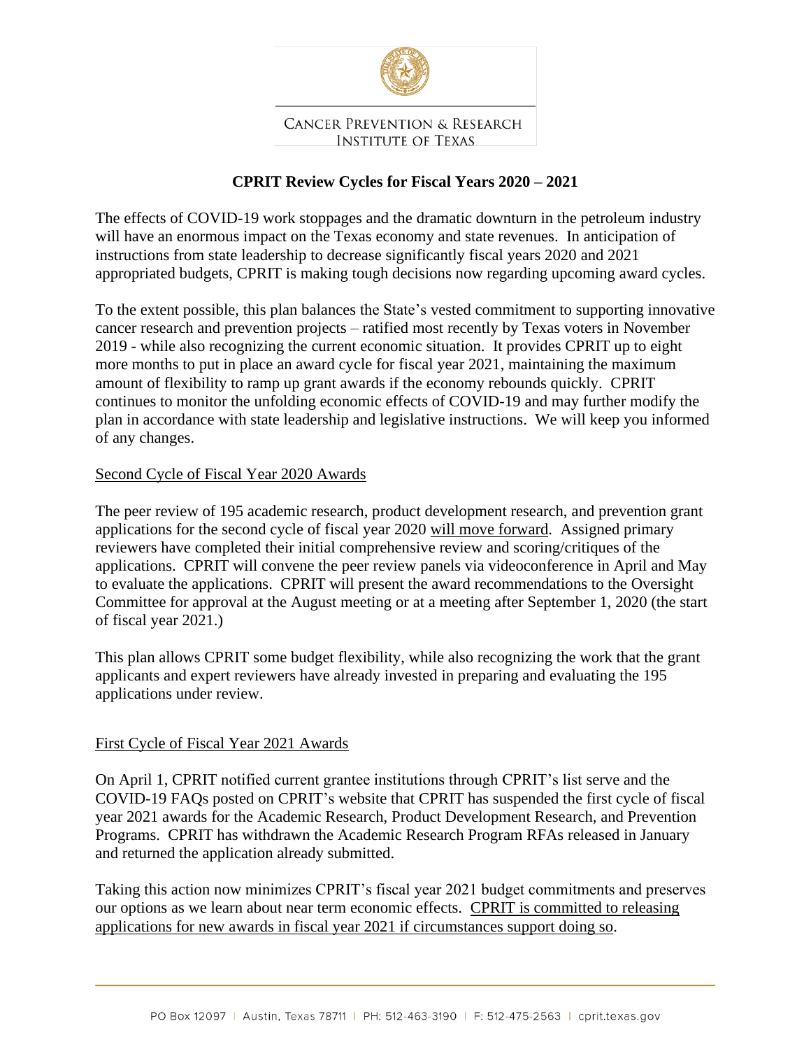CANCER PREVENTION & RESEARCH INSTITUTE OF TEXAS

# CPRIT Review Cycles for Fiscal Years 2020 – 2021

The effects of COVID-19 work stoppages and the dramatic downturn in the petroleum industry will have an enormous impact on the Texas economy and state revenues. In anticipation of instructions from state leadership to decrease significantly fiscal years 2020 and 2021 appropriated budgets, CPRIT is making tough decisions now regarding upcoming award cycles.

To the extent possible, this plan balances the State's vested commitment to supporting innovative cancer research and prevention projects – ratified most recently by Texas voters in November 2019 - while also recognizing the current economic situation. It provides CPRIT up to eight more months to put in place an award cycle for fiscal year 2021, maintaining the maximum amount of flexibility to ramp up grant awards if the economy rebounds quickly. CPRIT continues to monitor the unfolding economic effects of COVID-19 and may further modify the plan in accordance with state leadership and legislative instructions. We will keep you informed of any changes.

## Second Cycle of Fiscal Year 2020 Awards

The peer review of 195 academic research, product development research, and prevention grant applications for the second cycle of fiscal year 2020 will move forward. Assigned primary reviewers have completed their initial comprehensive review and scoring/critiques of the applications. CPRIT will convene the peer review panels via videoconference in April and May to evaluate the applications. CPRIT will present the award recommendations to the Oversight Committee for approval at the August meeting or at a meeting after September 1, 2020 (the start of fiscal year 2021.)

This plan allows CPRIT some budget flexibility, while also recognizing the work that the grant applicants and expert reviewers have already invested in preparing and evaluating the 195 applications under review.

## First Cycle of Fiscal Year 2021 Awards

On April 1, CPRIT notified current grantee institutions through CPRIT's list serve and the COVID-19 FAQs posted on CPRIT's website that CPRIT has suspended the first cycle of fiscal year 2021 awards for the Academic Research, Product Development Research, and Prevention Programs. CPRIT has withdrawn the Academic Research Program RFAs released in January and returned the application already submitted.

Taking this action now minimizes CPRIT's fiscal year 2021 budget commitments and preserves our options as we learn about near term economic effects. CPRIT is committed to releasing applications for new awards in fiscal year 2021 if circumstances support doing so.

PO Box 12097 | Austin, Texas 78711 | PH: 512-463-3190 | F: 512-475-2563 | cprit.texas.gov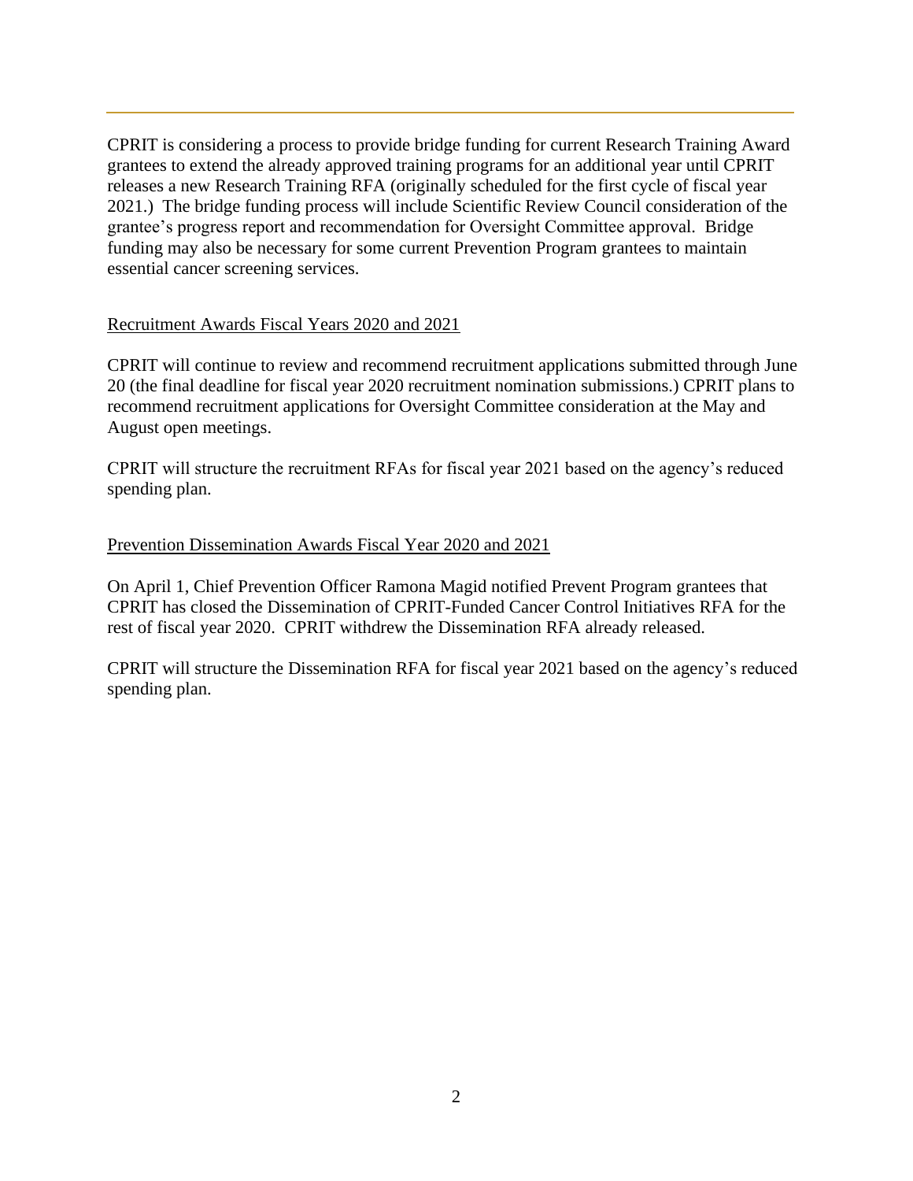CPRIT is considering a process to provide bridge funding for current Research Training Award grantees to extend the already approved training programs for an additional year until CPRIT releases a new Research Training RFA (originally scheduled for the first cycle of fiscal year 2021.) The bridge funding process will include Scientific Review Council consideration of the grantee's progress report and recommendation for Oversight Committee approval. Bridge funding may also be necessary for some current Prevention Program grantees to maintain essential cancer screening services.

<u>Recruitment Awards Fiscal Years 2020 and 2021</u>

CPRIT will continue to review and recommend recruitment applications submitted through June 20 (the final deadline for fiscal year 2020 recruitment nomination submissions.) CPRIT plans to recommend recruitment applications for Oversight Committee consideration at the May and August open meetings.

CPRIT will structure the recruitment RFAs for fiscal year 2021 based on the agency's reduced spending plan.

<u>Prevention Dissemination Awards Fiscal Year 2020 and 2021</u>

On April 1, Chief Prevention Officer Ramona Magid notified Prevent Program grantees that CPRIT has closed the Dissemination of CPRIT-Funded Cancer Control Initiatives RFA for the rest of fiscal year 2020. CPRIT withdrew the Dissemination RFA already released.

CPRIT will structure the Dissemination RFA for fiscal year 2021 based on the agency's reduced spending plan.